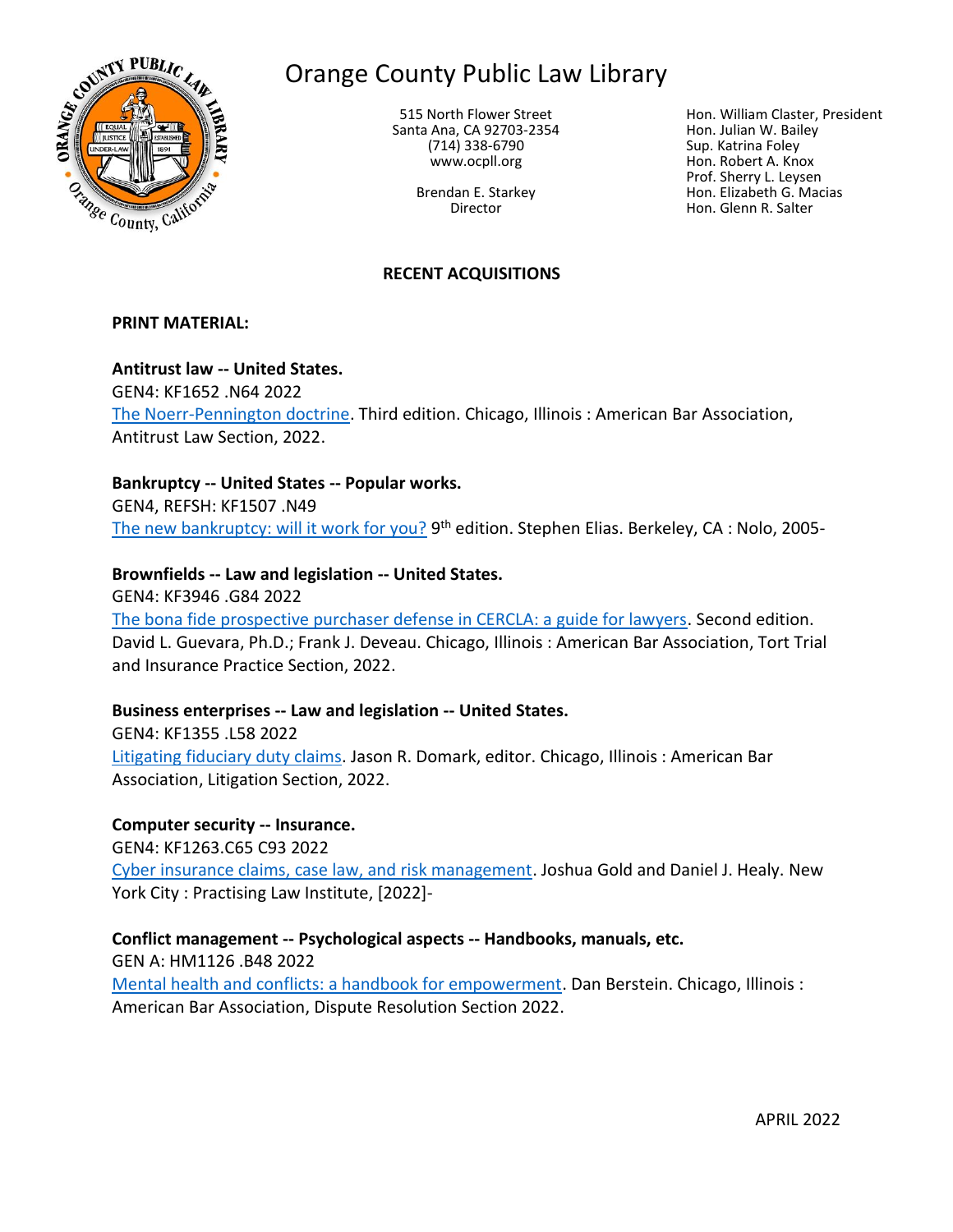# Orange County Public Law Library

515 North Flower Street
Santa Ana, CA 92703-2354
(714) 338-6790
www.ocpll.org

Brendan E. Starkey
Director

Hon. William Claster, President
Hon. Julian W. Bailey
Sup. Katrina Foley
Hon. Robert A. Knox
Prof. Sherry L. Leysen
Hon. Elizabeth G. Macias
Hon. Glenn R. Salter

## RECENT ACQUISITIONS

### PRINT MATERIAL:

**Antitrust law -- United States.**
GEN4: KF1652 .N64 2022
The Noerr-Pennington doctrine. Third edition. Chicago, Illinois : American Bar Association, Antitrust Law Section, 2022.

**Bankruptcy -- United States -- Popular works.**
GEN4, REFSH: KF1507 .N49
The new bankruptcy: will it work for you? 9th edition. Stephen Elias. Berkeley, CA : Nolo, 2005-

**Brownfields -- Law and legislation -- United States.**
GEN4: KF3946 .G84 2022
The bona fide prospective purchaser defense in CERCLA: a guide for lawyers. Second edition. David L. Guevara, Ph.D.; Frank J. Deveau. Chicago, Illinois : American Bar Association, Tort Trial and Insurance Practice Section, 2022.

**Business enterprises -- Law and legislation -- United States.**
GEN4: KF1355 .L58 2022
Litigating fiduciary duty claims. Jason R. Domark, editor. Chicago, Illinois : American Bar Association, Litigation Section, 2022.

**Computer security -- Insurance.**
GEN4: KF1263.C65 C93 2022
Cyber insurance claims, case law, and risk management. Joshua Gold and Daniel J. Healy. New York City : Practising Law Institute, [2022]-

**Conflict management -- Psychological aspects -- Handbooks, manuals, etc.**
GEN A: HM1126 .B48 2022
Mental health and conflicts: a handbook for empowerment. Dan Berstein. Chicago, Illinois : American Bar Association, Dispute Resolution Section 2022.

APRIL 2022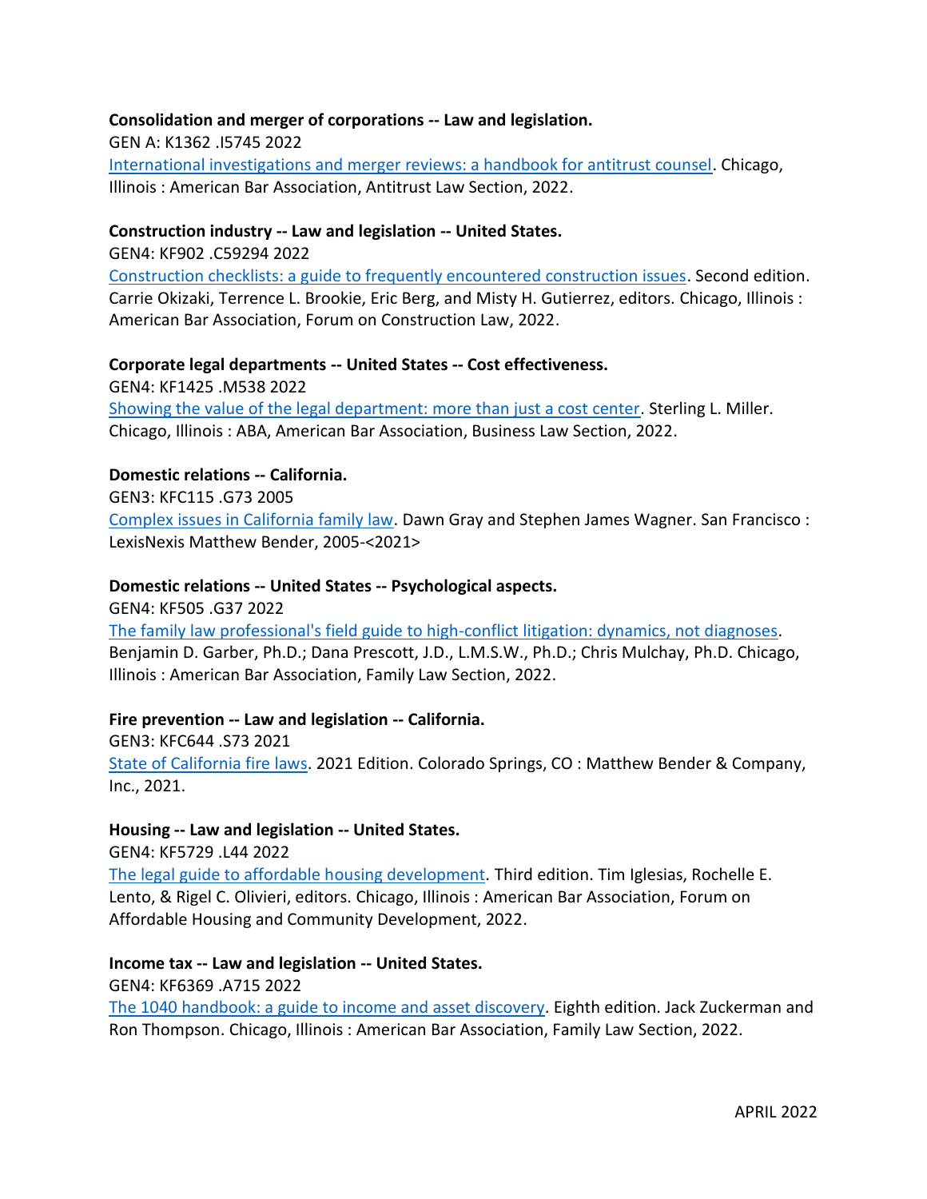**Consolidation and merger of corporations -- Law and legislation.**
GEN A: K1362 .I5745 2022
International investigations and merger reviews: a handbook for antitrust counsel. Chicago, Illinois : American Bar Association, Antitrust Law Section, 2022.

**Construction industry -- Law and legislation -- United States.**
GEN4: KF902 .C59294 2022
Construction checklists: a guide to frequently encountered construction issues. Second edition. Carrie Okizaki, Terrence L. Brookie, Eric Berg, and Misty H. Gutierrez, editors. Chicago, Illinois : American Bar Association, Forum on Construction Law, 2022.

**Corporate legal departments -- United States -- Cost effectiveness.**
GEN4: KF1425 .M538 2022
Showing the value of the legal department: more than just a cost center. Sterling L. Miller. Chicago, Illinois : ABA, American Bar Association, Business Law Section, 2022.

**Domestic relations -- California.**
GEN3: KFC115 .G73 2005
Complex issues in California family law. Dawn Gray and Stephen James Wagner. San Francisco : LexisNexis Matthew Bender, 2005-<2021>

**Domestic relations -- United States -- Psychological aspects.**
GEN4: KF505 .G37 2022
The family law professional's field guide to high-conflict litigation: dynamics, not diagnoses. Benjamin D. Garber, Ph.D.; Dana Prescott, J.D., L.M.S.W., Ph.D.; Chris Mulchay, Ph.D. Chicago, Illinois : American Bar Association, Family Law Section, 2022.

**Fire prevention -- Law and legislation -- California.**
GEN3: KFC644 .S73 2021
State of California fire laws. 2021 Edition. Colorado Springs, CO : Matthew Bender & Company, Inc., 2021.

**Housing -- Law and legislation -- United States.**
GEN4: KF5729 .L44 2022
The legal guide to affordable housing development. Third edition. Tim Iglesias, Rochelle E. Lento, & Rigel C. Olivieri, editors. Chicago, Illinois : American Bar Association, Forum on Affordable Housing and Community Development, 2022.

**Income tax -- Law and legislation -- United States.**
GEN4: KF6369 .A715 2022
The 1040 handbook: a guide to income and asset discovery. Eighth edition. Jack Zuckerman and Ron Thompson. Chicago, Illinois : American Bar Association, Family Law Section, 2022.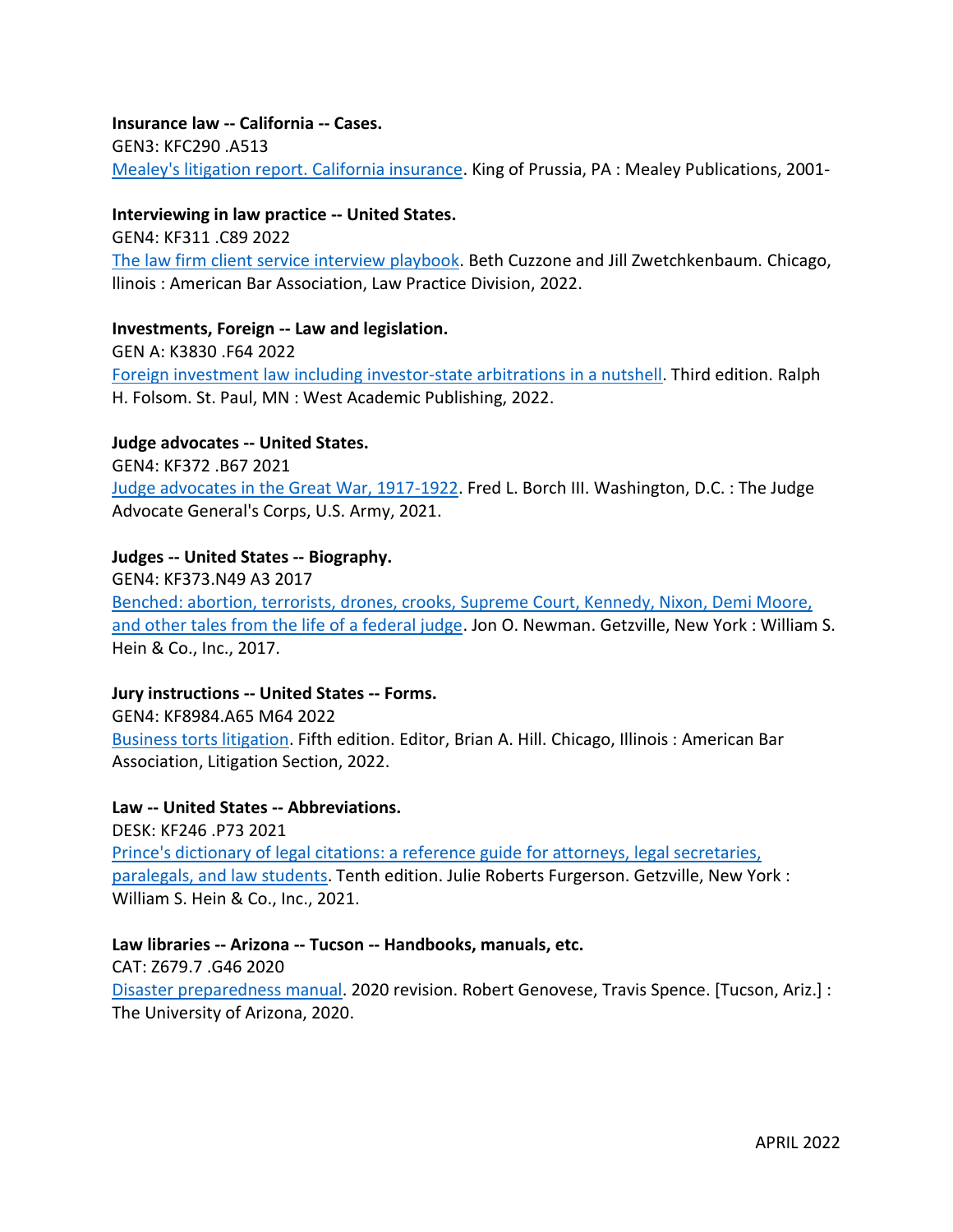**Insurance law -- California -- Cases.**
GEN3: KFC290 .A513
Mealey's litigation report. California insurance. King of Prussia, PA : Mealey Publications, 2001-

**Interviewing in law practice -- United States.**
GEN4: KF311 .C89 2022
The law firm client service interview playbook. Beth Cuzzone and Jill Zwetchkenbaum. Chicago, llinois : American Bar Association, Law Practice Division, 2022.

**Investments, Foreign -- Law and legislation.**
GEN A: K3830 .F64 2022
Foreign investment law including investor-state arbitrations in a nutshell. Third edition. Ralph H. Folsom. St. Paul, MN : West Academic Publishing, 2022.

**Judge advocates -- United States.**
GEN4: KF372 .B67 2021
Judge advocates in the Great War, 1917-1922. Fred L. Borch III. Washington, D.C. : The Judge Advocate General's Corps, U.S. Army, 2021.

**Judges -- United States -- Biography.**
GEN4: KF373.N49 A3 2017
Benched: abortion, terrorists, drones, crooks, Supreme Court, Kennedy, Nixon, Demi Moore, and other tales from the life of a federal judge. Jon O. Newman. Getzville, New York : William S. Hein & Co., Inc., 2017.

**Jury instructions -- United States -- Forms.**
GEN4: KF8984.A65 M64 2022
Business torts litigation. Fifth edition. Editor, Brian A. Hill. Chicago, Illinois : American Bar Association, Litigation Section, 2022.

**Law -- United States -- Abbreviations.**
DESK: KF246 .P73 2021
Prince's dictionary of legal citations: a reference guide for attorneys, legal secretaries, paralegals, and law students. Tenth edition. Julie Roberts Furgerson. Getzville, New York : William S. Hein & Co., Inc., 2021.

**Law libraries -- Arizona -- Tucson -- Handbooks, manuals, etc.**
CAT: Z679.7 .G46 2020
Disaster preparedness manual. 2020 revision. Robert Genovese, Travis Spence. [Tucson, Ariz.] : The University of Arizona, 2020.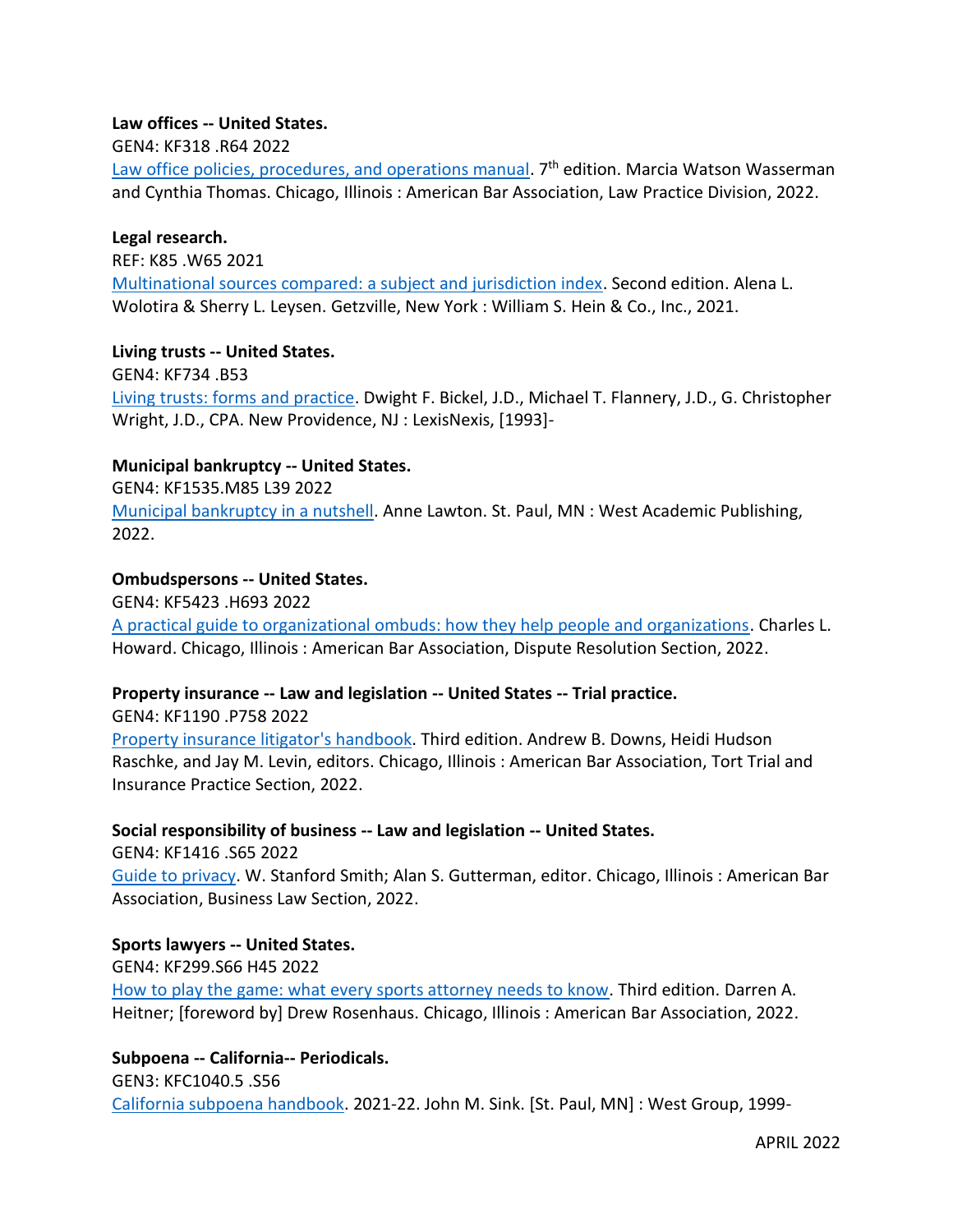**Law offices -- United States.**
GEN4: KF318 .R64 2022
[Law office policies, procedures, and operations manual]. 7th edition. Marcia Watson Wasserman and Cynthia Thomas. Chicago, Illinois : American Bar Association, Law Practice Division, 2022.

**Legal research.**
REF: K85 .W65 2021
[Multinational sources compared: a subject and jurisdiction index]. Second edition. Alena L. Wolotira & Sherry L. Leysen. Getzville, New York : William S. Hein & Co., Inc., 2021.

**Living trusts -- United States.**
GEN4: KF734 .B53
[Living trusts: forms and practice]. Dwight F. Bickel, J.D., Michael T. Flannery, J.D., G. Christopher Wright, J.D., CPA. New Providence, NJ : LexisNexis, [1993]-

**Municipal bankruptcy -- United States.**
GEN4: KF1535.M85 L39 2022
[Municipal bankruptcy in a nutshell]. Anne Lawton. St. Paul, MN : West Academic Publishing, 2022.

**Ombudspersons -- United States.**
GEN4: KF5423 .H693 2022
[A practical guide to organizational ombuds: how they help people and organizations]. Charles L. Howard. Chicago, Illinois : American Bar Association, Dispute Resolution Section, 2022.

**Property insurance -- Law and legislation -- United States -- Trial practice.**
GEN4: KF1190 .P758 2022
[Property insurance litigator's handbook]. Third edition. Andrew B. Downs, Heidi Hudson Raschke, and Jay M. Levin, editors. Chicago, Illinois : American Bar Association, Tort Trial and Insurance Practice Section, 2022.

**Social responsibility of business -- Law and legislation -- United States.**
GEN4: KF1416 .S65 2022
[Guide to privacy]. W. Stanford Smith; Alan S. Gutterman, editor. Chicago, Illinois : American Bar Association, Business Law Section, 2022.

**Sports lawyers -- United States.**
GEN4: KF299.S66 H45 2022
[How to play the game: what every sports attorney needs to know]. Third edition. Darren A. Heitner; [foreword by] Drew Rosenhaus. Chicago, Illinois : American Bar Association, 2022.

**Subpoena -- California-- Periodicals.**
GEN3: KFC1040.5 .S56
[California subpoena handbook]. 2021-22. John M. Sink. [St. Paul, MN] : West Group, 1999-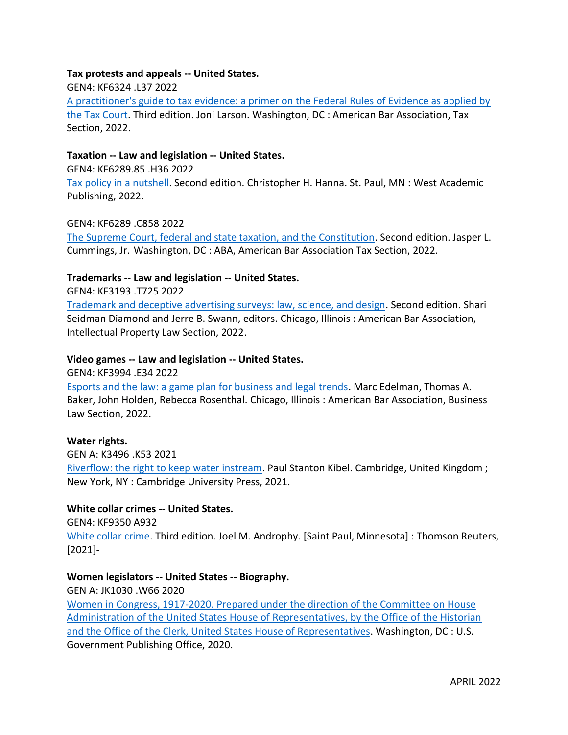**Tax protests and appeals -- United States.**

GEN4: KF6324 .L37 2022

A practitioner's guide to tax evidence: a primer on the Federal Rules of Evidence as applied by the Tax Court. Third edition. Joni Larson. Washington, DC : American Bar Association, Tax Section, 2022.

**Taxation -- Law and legislation -- United States.**

GEN4: KF6289.85 .H36 2022

Tax policy in a nutshell. Second edition. Christopher H. Hanna. St. Paul, MN : West Academic Publishing, 2022.

GEN4: KF6289 .C858 2022

The Supreme Court, federal and state taxation, and the Constitution. Second edition. Jasper L. Cummings, Jr. Washington, DC : ABA, American Bar Association Tax Section, 2022.

**Trademarks -- Law and legislation -- United States.**

GEN4: KF3193 .T725 2022

Trademark and deceptive advertising surveys: law, science, and design. Second edition. Shari Seidman Diamond and Jerre B. Swann, editors. Chicago, Illinois : American Bar Association, Intellectual Property Law Section, 2022.

**Video games -- Law and legislation -- United States.**

GEN4: KF3994 .E34 2022

Esports and the law: a game plan for business and legal trends. Marc Edelman, Thomas A. Baker, John Holden, Rebecca Rosenthal. Chicago, Illinois : American Bar Association, Business Law Section, 2022.

**Water rights.**

GEN A: K3496 .K53 2021

Riverflow: the right to keep water instream. Paul Stanton Kibel. Cambridge, United Kingdom ; New York, NY : Cambridge University Press, 2021.

**White collar crimes -- United States.**

GEN4: KF9350 A932

White collar crime. Third edition. Joel M. Androphy. [Saint Paul, Minnesota] : Thomson Reuters, [2021]-

**Women legislators -- United States -- Biography.**

GEN A: JK1030 .W66 2020

Women in Congress, 1917-2020. Prepared under the direction of the Committee on House Administration of the United States House of Representatives, by the Office of the Historian and the Office of the Clerk, United States House of Representatives. Washington, DC : U.S. Government Publishing Office, 2020.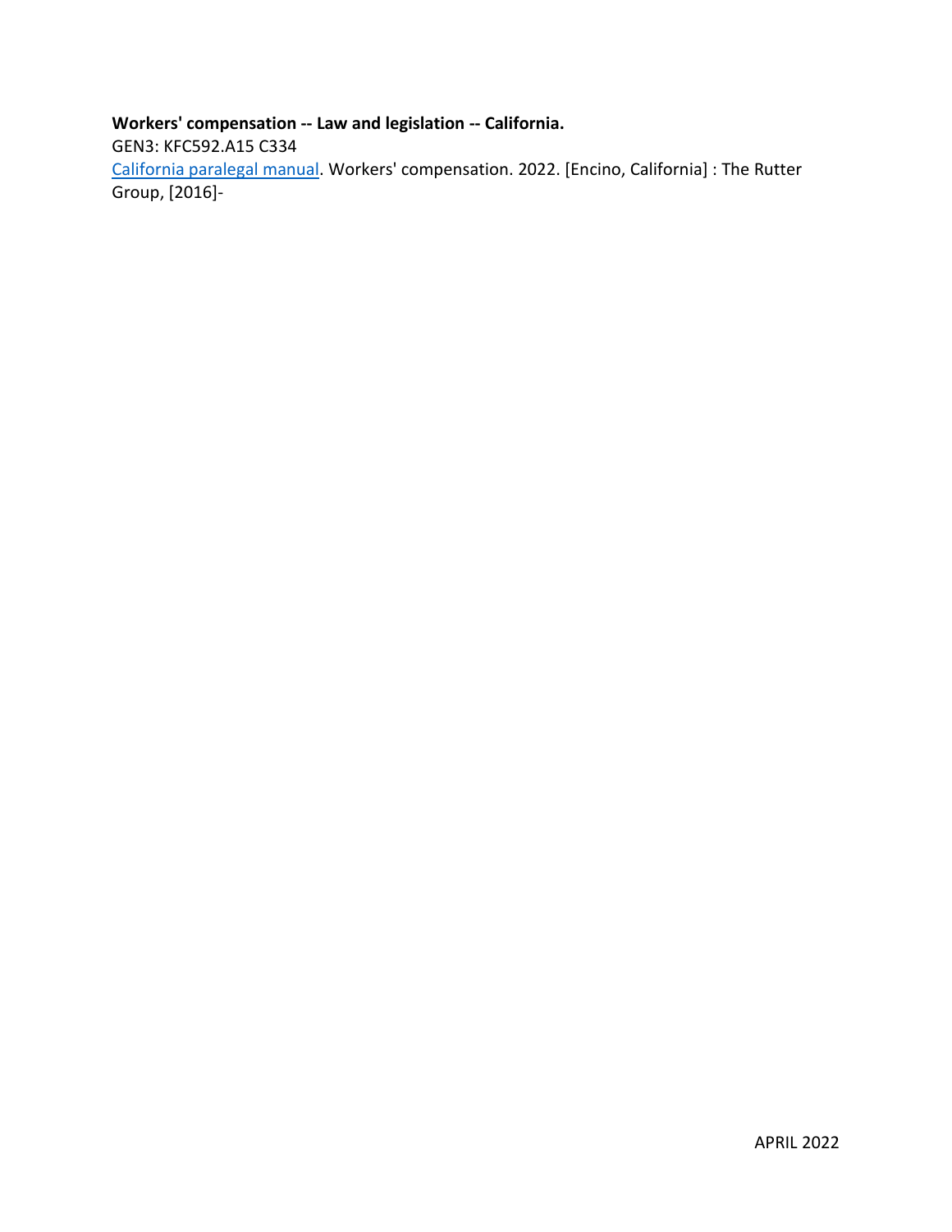**Workers' compensation -- Law and legislation -- California.**

GEN3: KFC592.A15 C334

California paralegal manual. Workers' compensation. 2022. [Encino, California] : The Rutter Group, [2016]-

APRIL 2022